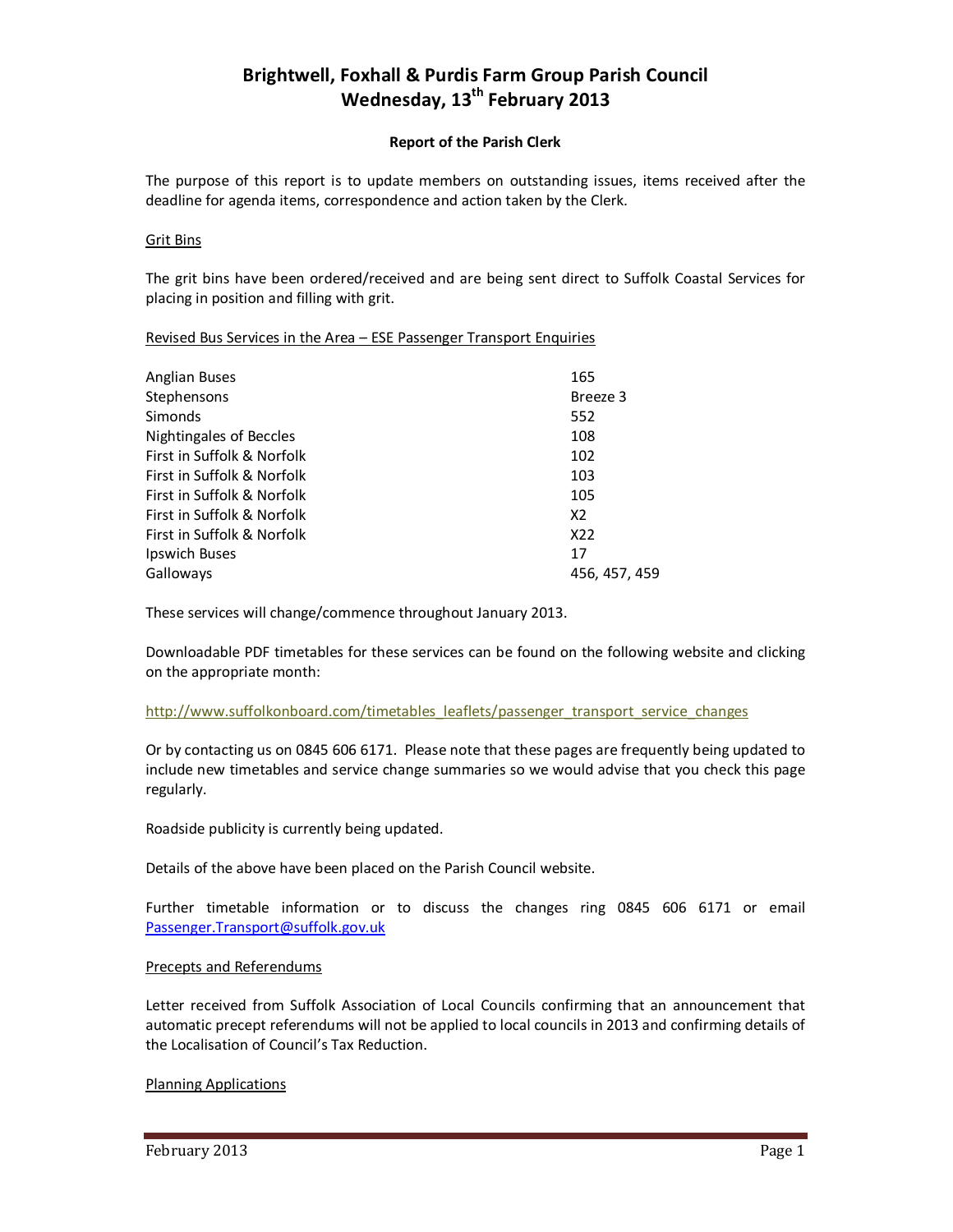# Brightwell, Foxhall & Purdis Farm Group Parish Council
# Wednesday, 13th February 2013

**Report of the Parish Clerk**

The purpose of this report is to update members on outstanding issues, items received after the deadline for agenda items, correspondence and action taken by the Clerk.

## Grit Bins

The grit bins have been ordered/received and are being sent direct to Suffolk Coastal Services for placing in position and filling with grit.

## Revised Bus Services in the Area – ESE Passenger Transport Enquiries

| | |
|---|---|
| Anglian Buses | 165 |
| Stephensons | Breeze 3 |
| Simonds | 552 |
| Nightingales of Beccles | 108 |
| First in Suffolk & Norfolk | 102 |
| First in Suffolk & Norfolk | 103 |
| First in Suffolk & Norfolk | 105 |
| First in Suffolk & Norfolk | X2 |
| First in Suffolk & Norfolk | X22 |
| Ipswich Buses | 17 |
| Galloways | 456, 457, 459 |

These services will change/commence throughout January 2013.

Downloadable PDF timetables for these services can be found on the following website and clicking on the appropriate month:

http://www.suffolkonboard.com/timetables_leaflets/passenger_transport_service_changes

Or by contacting us on 0845 606 6171. Please note that these pages are frequently being updated to include new timetables and service change summaries so we would advise that you check this page regularly.

Roadside publicity is currently being updated.

Details of the above have been placed on the Parish Council website.

Further timetable information or to discuss the changes ring 0845 606 6171 or email Passenger.Transport@suffolk.gov.uk

## Precepts and Referendums

Letter received from Suffolk Association of Local Councils confirming that an announcement that automatic precept referendums will not be applied to local councils in 2013 and confirming details of the Localisation of Council's Tax Reduction.

## Planning Applications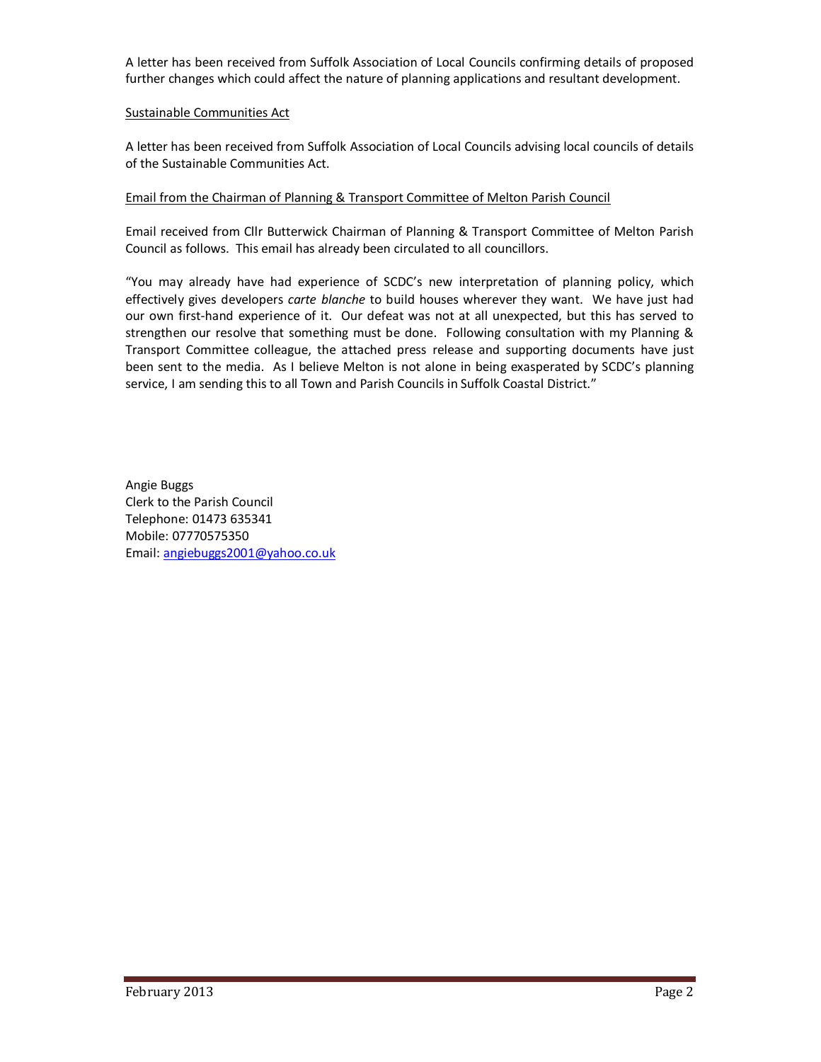A letter has been received from Suffolk Association of Local Councils confirming details of proposed further changes which could affect the nature of planning applications and resultant development.

Sustainable Communities Act

A letter has been received from Suffolk Association of Local Councils advising local councils of details of the Sustainable Communities Act.

Email from the Chairman of Planning & Transport Committee of Melton Parish Council

Email received from Cllr Butterwick Chairman of Planning & Transport Committee of Melton Parish Council as follows. This email has already been circulated to all councillors.

"You may already have had experience of SCDC's new interpretation of planning policy, which effectively gives developers *carte blanche* to build houses wherever they want. We have just had our own first-hand experience of it. Our defeat was not at all unexpected, but this has served to strengthen our resolve that something must be done. Following consultation with my Planning & Transport Committee colleague, the attached press release and supporting documents have just been sent to the media. As I believe Melton is not alone in being exasperated by SCDC's planning service, I am sending this to all Town and Parish Councils in Suffolk Coastal District."

Angie Buggs
Clerk to the Parish Council
Telephone: 01473 635341
Mobile: 07770575350
Email: angiebuggs2001@yahoo.co.uk